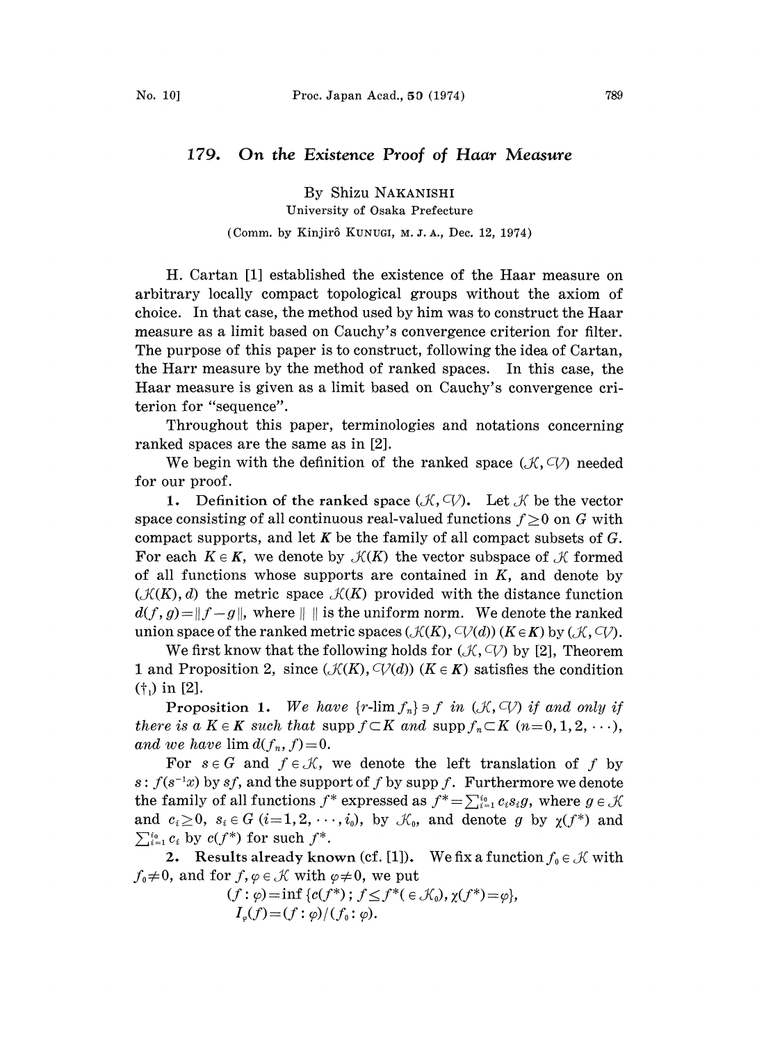# 179. On the Existence Proof of Haar Measure

By Shizu NAKANISHI

University of Osaka Prefecture

(Comm. by Kinjirô KUNUGI, M. J. A., Dec. 12, 1974)

H. Cartan [1] established the existence of the Haar measure on arbitrary locally compact topological groups without the axiom of choice. In that case, the method used by him was to construct the Haar measure as a limit based on Cauchy's convergence criterion for filter. The purpose of this paper is to construct, following the idea of Cartan, the Harr measure by the method of ranked spaces. In this case, the Haar measure is given as a limit based on Cauchy's convergence criterion for "sequence".

Throughout this paper, terminologies and notations concerning ranked spaces are the same as in [2].

We begin with the definition of the ranked space $(\mathcal{K}, \mathcal{V})$ needed for our proof.

**1. Definition of the ranked space $(\mathcal{K}, \mathcal{V})$.** Let $\mathcal{K}$ be the vector space consisting of all continuous real-valued functions $f \geq 0$ on $G$ with compact supports, and let $\boldsymbol{K}$ be the family of all compact subsets of $G$. For each $K \in \boldsymbol{K}$, we denote by $\mathcal{K}(K)$ the vector subspace of $\mathcal{K}$ formed of all functions whose supports are contained in $K$, and denote by $(\mathcal{K}(K), d)$ the metric space $\mathcal{K}(K)$ provided with the distance function $d(f, g) = \|f - g\|$, where $\| \ \|$ is the uniform norm. We denote the ranked union space of the ranked metric spaces $(\mathcal{K}(K), \mathcal{V}(d))$ $(K \in \boldsymbol{K})$ by $(\mathcal{K}, \mathcal{V})$.

We first know that the following holds for $(\mathcal{K}, \mathcal{V})$ by [2], Theorem 1 and Proposition 2, since $(\mathcal{K}(K), \mathcal{V}(d))$ $(K \in \boldsymbol{K})$ satisfies the condition $(\dagger_1)$ in [2].

**Proposition 1.** *We have $\{r\text{-}\lim f_n\} \ni f$ in $(\mathcal{K}, \mathcal{V})$ if and only if there is a $K \in \boldsymbol{K}$ such that* $\operatorname{supp} f \subset K$ *and* $\operatorname{supp} f_n \subset K$ $(n = 0, 1, 2, \cdots)$, *and we have* $\lim d(f_n, f) = 0$.

For $s \in G$ and $f \in \mathcal{K}$, we denote the left translation of $f$ by $s$: $f(s^{-1}x)$ by $sf$, and the support of $f$ by $\operatorname{supp} f$. Furthermore we denote the family of all functions $f^*$ expressed as $f^* = \sum_{i=1}^{i_0} c_i s_i g$, where $g \in \mathcal{K}$ and $c_i \geq 0$, $s_i \in G$ $(i = 1, 2, \cdots, i_0)$, by $\mathcal{K}_0$, and denote $g$ by $\chi(f^*)$ and $\sum_{i=1}^{i_0} c_i$ by $c(f^*)$ for such $f^*$.

**2. Results already known (cf. [1]).** We fix a function $f_0 \in \mathcal{K}$ with $f_0 \neq 0$, and for $f, \varphi \in \mathcal{K}$ with $\varphi \neq 0$, we put

$$(f : \varphi) = \inf \{c(f^*) ; f \leq f^* (\in \mathcal{K}_0), \chi(f^*) = \varphi\},$$

$$I_\varphi(f) = (f : \varphi)/(f_0 : \varphi).$$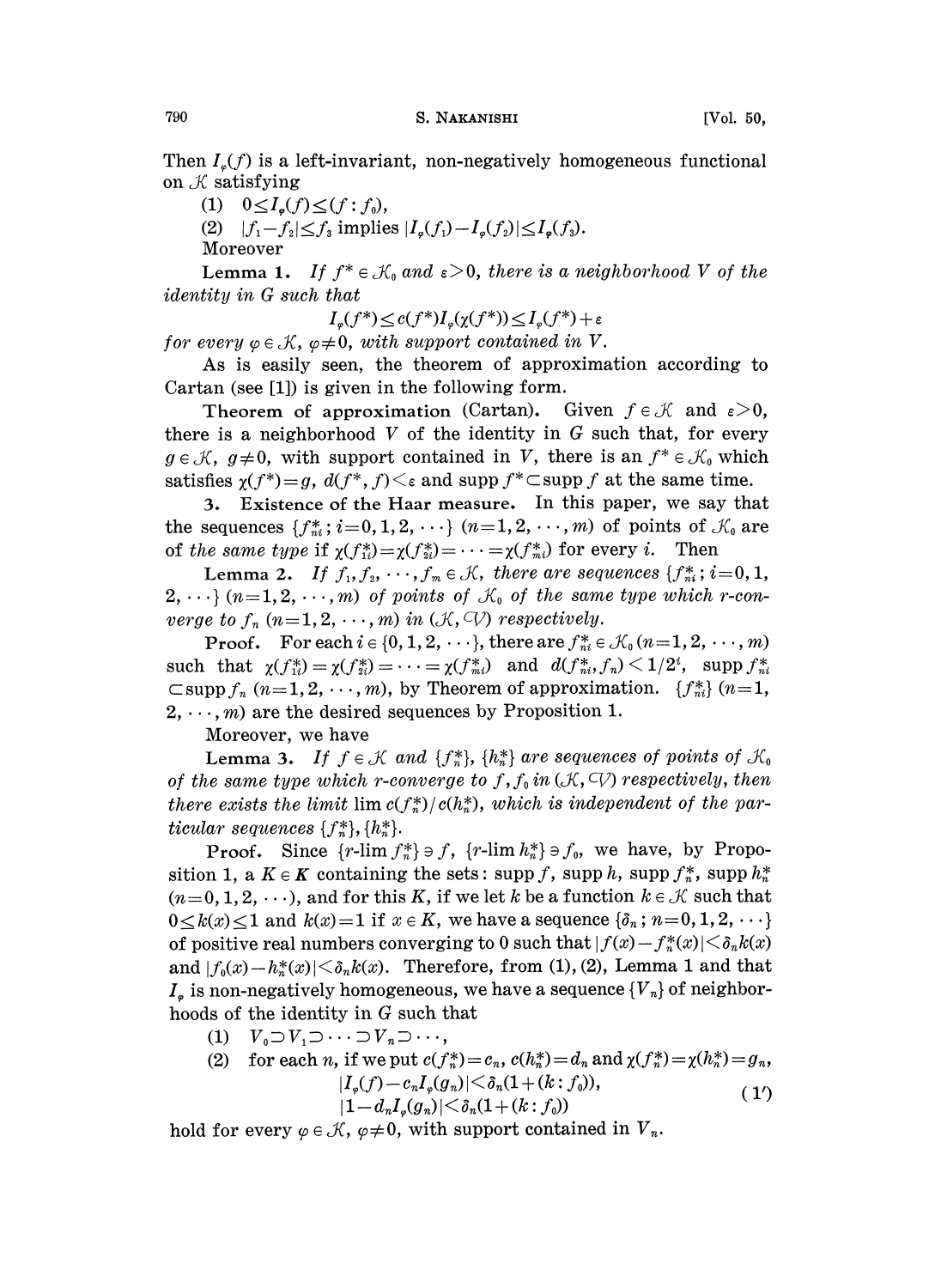Then $I_\varphi(f)$ is a left-invariant, non-negatively homogeneous functional on $\mathcal{K}$ satisfying

(1) $0 \le I_\varphi(f) \le (f : f_0)$,

(2) $|f_1 - f_2| \le f_3$ implies $|I_\varphi(f_1) - I_\varphi(f_2)| \le I_\varphi(f_3)$.

Moreover

**Lemma 1.** *If $f^* \in \mathcal{K}_0$ and $\varepsilon > 0$, there is a neighborhood $V$ of the identity in $G$ such that*

$$I_\varphi(f^*) \le c(f^*) I_\varphi(\chi(f^*)) \le I_\varphi(f^*) + \varepsilon$$

*for every $\varphi \in \mathcal{K}$, $\varphi \ne 0$, with support contained in $V$.*

As is easily seen, the theorem of approximation according to Cartan (see [1]) is given in the following form.

**Theorem of approximation (Cartan).** Given $f \in \mathcal{K}$ and $\varepsilon > 0$, there is a neighborhood $V$ of the identity in $G$ such that, for every $g \in \mathcal{K}$, $g \ne 0$, with support contained in $V$, there is an $f^* \in \mathcal{K}_0$ which satisfies $\chi(f^*) = g$, $d(f^*, f) < \varepsilon$ and $\operatorname{supp} f^* \subset \operatorname{supp} f$ at the same time.

**3. Existence of the Haar measure.** In this paper, we say that the sequences $\{f^*_{ni}; i = 0, 1, 2, \cdots\}$ $(n = 1, 2, \cdots, m)$ of points of $\mathcal{K}_0$ are *of the same type* if $\chi(f^*_{1i}) = \chi(f^*_{2i}) = \cdots = \chi(f^*_{mi})$ for every $i$. Then

**Lemma 2.** *If $f_1, f_2, \cdots, f_m \in \mathcal{K}$, there are sequences $\{f^*_{ni}; i = 0, 1, 2, \cdots\}$ $(n = 1, 2, \cdots, m)$ of points of $\mathcal{K}_0$ of the same type which r-converge to $f_n$ $(n = 1, 2, \cdots, m)$ in $(\mathcal{K}, \mathcal{V})$ respectively.*

**Proof.** For each $i \in \{0, 1, 2, \cdots\}$, there are $f^*_{ni} \in \mathcal{K}_0$ $(n = 1, 2, \cdots, m)$ such that $\chi(f^*_{1i}) = \chi(f^*_{2i}) = \cdots = \chi(f^*_{mi})$ and $d(f^*_{ni}, f_n) < 1/2^i$, $\operatorname{supp} f^*_{ni} \subset \operatorname{supp} f_n$ $(n = 1, 2, \cdots, m)$, by Theorem of approximation. $\{f^*_{ni}\}$ $(n = 1, 2, \cdots, m)$ are the desired sequences by Proposition 1.

Moreover, we have

**Lemma 3.** *If $f \in \mathcal{K}$ and $\{f^*_n\}$, $\{h^*_n\}$ are sequences of points of $\mathcal{K}_0$ of the same type which r-converge to $f, f_0$ in $(\mathcal{K}, \mathcal{V})$ respectively, then there exists the limit $\lim c(f^*_n)/c(h^*_n)$, which is independent of the particular sequences $\{f^*_n\}, \{h^*_n\}$.*

**Proof.** Since $\{r\text{-}\lim f^*_n\} \ni f$, $\{r\text{-}\lim h^*_n\} \ni f_0$, we have, by Proposition 1, a $K \in \boldsymbol{K}$ containing the sets: $\operatorname{supp} f$, $\operatorname{supp} h$, $\operatorname{supp} f^*_n$, $\operatorname{supp} h^*_n$ $(n = 0, 1, 2, \cdots)$, and for this $K$, if we let $k$ be a function $k \in \mathcal{K}$ such that $0 \le k(x) \le 1$ and $k(x) = 1$ if $x \in K$, we have a sequence $\{\delta_n; n = 0, 1, 2, \cdots\}$ of positive real numbers converging to 0 such that $|f(x) - f^*_n(x)| < \delta_n k(x)$ and $|f_0(x) - h^*_n(x)| < \delta_n k(x)$. Therefore, from (1), (2), Lemma 1 and that $I_\varphi$ is non-negatively homogeneous, we have a sequence $\{V_n\}$ of neighborhoods of the identity in $G$ such that

(1) $V_0 \supset V_1 \supset \cdots \supset V_n \supset \cdots$,

(2) for each $n$, if we put $c(f^*_n) = c_n$, $c(h^*_n) = d_n$ and $\chi(f^*_n) = \chi(h^*_n) = g_n$,

$$\begin{aligned} |I_\varphi(f) - c_n I_\varphi(g_n)| &< \delta_n(1 + (k : f_0)), \\ |1 - d_n I_\varphi(g_n)| &< \delta_n(1 + (k : f_0)) \end{aligned} \tag{1'}$$

hold for every $\varphi \in \mathcal{K}$, $\varphi \ne 0$, with support contained in $V_n$.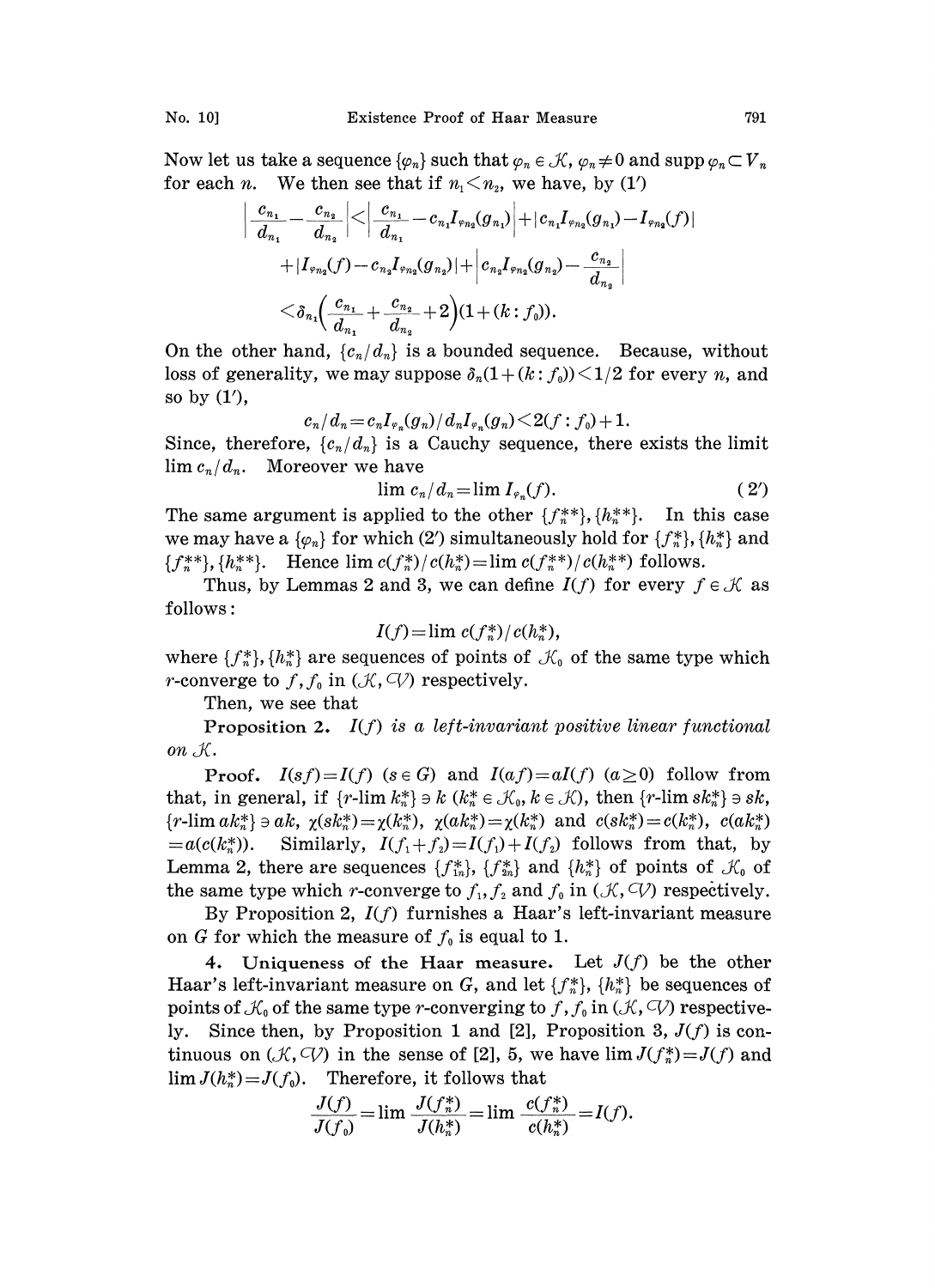Now let us take a sequence $\{\varphi_n\}$ such that $\varphi_n \in \mathcal{K}$, $\varphi_n \neq 0$ and $\operatorname{supp} \varphi_n \subset V_n$ for each $n$. We then see that if $n_1 < n_2$, we have, by (1′)

$$\left| \frac{c_{n_1}}{d_{n_1}} - \frac{c_{n_2}}{d_{n_2}} \right| < \left| \frac{c_{n_1}}{d_{n_1}} - c_{n_1} I_{\varphi_{n_2}}(g_{n_1}) \right| + | c_{n_1} I_{\varphi_{n_2}}(g_{n_1}) - I_{\varphi_{n_2}}(f) |$$

$$+ | I_{\varphi_{n_2}}(f) - c_{n_2} I_{\varphi_{n_2}}(g_{n_2}) | + \left| c_{n_2} I_{\varphi_{n_2}}(g_{n_2}) - \frac{c_{n_2}}{d_{n_2}} \right|$$

$$< \delta_{n_1} \left( \frac{c_{n_1}}{d_{n_1}} + \frac{c_{n_2}}{d_{n_2}} + 2 \right) (1 + (k : f_0)).$$

On the other hand, $\{c_n / d_n\}$ is a bounded sequence. Because, without loss of generality, we may suppose $\delta_n (1 + (k : f_0)) < 1/2$ for every $n$, and so by (1′),

$$c_n / d_n = c_n I_{\varphi_n}(g_n) / d_n I_{\varphi_n}(g_n) < 2(f : f_0) + 1.$$

Since, therefore, $\{c_n / d_n\}$ is a Cauchy sequence, there exists the limit $\lim c_n / d_n$. Moreover we have

$$\lim c_n / d_n = \lim I_{\varphi_n}(f). \tag{2′}$$

The same argument is applied to the other $\{f_n^{**}\}, \{h_n^{**}\}$. In this case we may have a $\{\varphi_n\}$ for which (2′) simultaneously hold for $\{f_n^*\}, \{h_n^*\}$ and $\{f_n^{**}\}, \{h_n^{**}\}$. Hence $\lim c(f_n^*)/c(h_n^*) = \lim c(f_n^{**})/c(h_n^{**})$ follows.

Thus, by Lemmas 2 and 3, we can define $I(f)$ for every $f \in \mathcal{K}$ as follows:

$$I(f) = \lim c(f_n^*)/c(h_n^*),$$

where $\{f_n^*\}, \{h_n^*\}$ are sequences of points of $\mathcal{K}_0$ of the same type which $r$-converge to $f, f_0$ in $(\mathcal{K}, \mathcal{V})$ respectively.

Then, we see that

**Proposition 2.** *$I(f)$ is a left-invariant positive linear functional on $\mathcal{K}$.*

**Proof.** $I(sf) = I(f)$ $(s \in G)$ and $I(af) = aI(f)$ $(a \geq 0)$ follow from that, in general, if $\{r\text{-}\lim k_n^*\} \ni k$ $(k_n^* \in \mathcal{K}_0, k \in \mathcal{K})$, then $\{r\text{-}\lim sk_n^*\} \ni sk$, $\{r\text{-}\lim ak_n^*\} \ni ak$, $\chi(sk_n^*) = \chi(k_n^*)$, $\chi(ak_n^*) = \chi(k_n^*)$ and $c(sk_n^*) = c(k_n^*)$, $c(ak_n^*) = a(c(k_n^*))$. Similarly, $I(f_1 + f_2) = I(f_1) + I(f_2)$ follows from that, by Lemma 2, there are sequences $\{f_{1n}^*\}, \{f_{2n}^*\}$ and $\{h_n^*\}$ of points of $\mathcal{K}_0$ of the same type which $r$-converge to $f_1, f_2$ and $f_0$ in $(\mathcal{K}, \mathcal{V})$ respectively.

By Proposition 2, $I(f)$ furnishes a Haar's left-invariant measure on $G$ for which the measure of $f_0$ is equal to 1.

**4. Uniqueness of the Haar measure.** Let $J(f)$ be the other Haar's left-invariant measure on $G$, and let $\{f_n^*\}, \{h_n^*\}$ be sequences of points of $\mathcal{K}_0$ of the same type $r$-converging to $f, f_0$ in $(\mathcal{K}, \mathcal{V})$ respectively. Since then, by Proposition 1 and [2], Proposition 3, $J(f)$ is continuous on $(\mathcal{K}, \mathcal{V})$ in the sense of [2], 5, we have $\lim J(f_n^*) = J(f)$ and $\lim J(h_n^*) = J(f_0)$. Therefore, it follows that

$$\frac{J(f)}{J(f_0)} = \lim \frac{J(f_n^*)}{J(h_n^*)} = \lim \frac{c(f_n^*)}{c(h_n^*)} = I(f).$$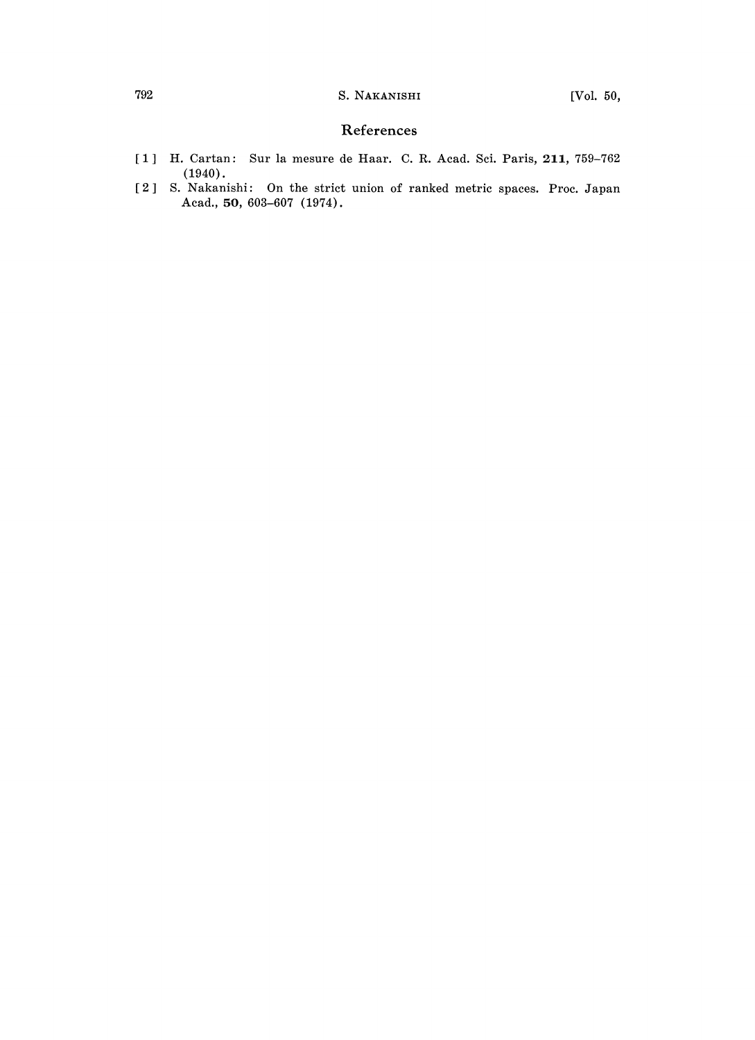## References

[1] H. Cartan: Sur la mesure de Haar. C. R. Acad. Sci. Paris, **211**, 759–762 (1940).

[2] S. Nakanishi: On the strict union of ranked metric spaces. Proc. Japan Acad., **50**, 603–607 (1974).